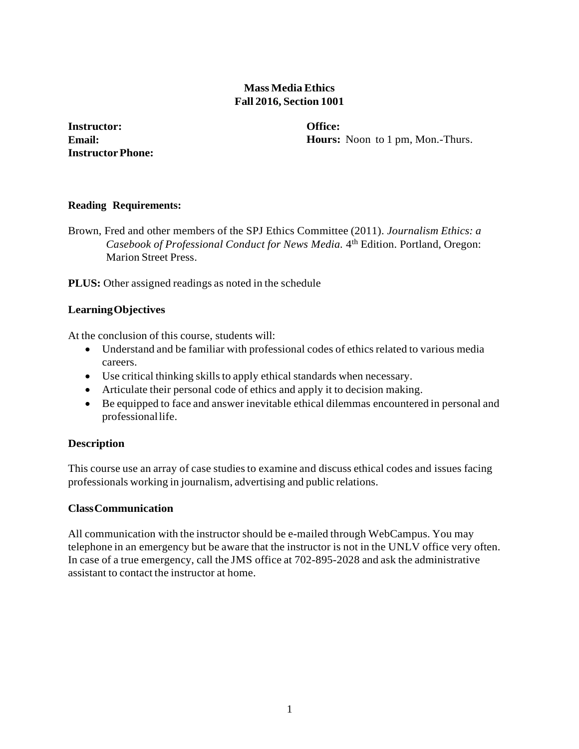# Mass Media Ethics
## Fall 2016, Section 1001

**Instructor:**
**Email:**
**Instructor Phone:**

**Office:**
**Hours:** Noon to 1 pm, Mon.-Thurs.

### Reading Requirements:

Brown, Fred and other members of the SPJ Ethics Committee (2011). *Journalism Ethics: a Casebook of Professional Conduct for News Media.* 4th Edition. Portland, Oregon: Marion Street Press.

**PLUS:** Other assigned readings as noted in the schedule

### Learning Objectives

At the conclusion of this course, students will:

- Understand and be familiar with professional codes of ethics related to various media careers.
- Use critical thinking skills to apply ethical standards when necessary.
- Articulate their personal code of ethics and apply it to decision making.
- Be equipped to face and answer inevitable ethical dilemmas encountered in personal and professional life.

### Description

This course use an array of case studies to examine and discuss ethical codes and issues facing professionals working in journalism, advertising and public relations.

### Class Communication

All communication with the instructor should be e-mailed through WebCampus. You may telephone in an emergency but be aware that the instructor is not in the UNLV office very often. In case of a true emergency, call the JMS office at 702-895-2028 and ask the administrative assistant to contact the instructor at home.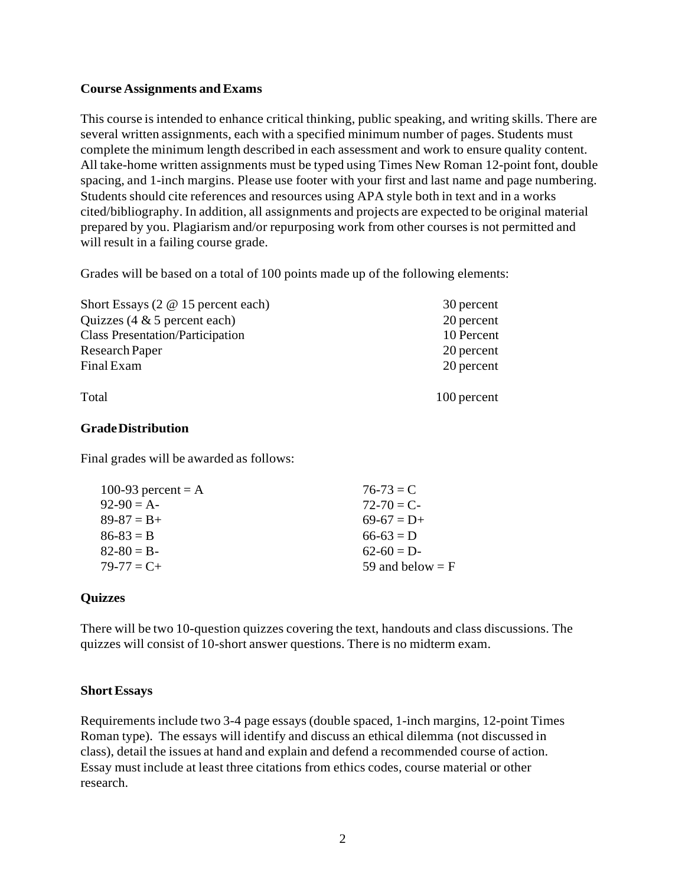**Course Assignments and Exams**

This course is intended to enhance critical thinking, public speaking, and writing skills. There are several written assignments, each with a specified minimum number of pages. Students must complete the minimum length described in each assessment and work to ensure quality content. All take-home written assignments must be typed using Times New Roman 12-point font, double spacing, and 1-inch margins. Please use footer with your first and last name and page numbering. Students should cite references and resources using APA style both in text and in a works cited/bibliography. In addition, all assignments and projects are expected to be original material prepared by you. Plagiarism and/or repurposing work from other courses is not permitted and will result in a failing course grade.

Grades will be based on a total of 100 points made up of the following elements:

| | |
|---|---|
| Short Essays (2 @ 15 percent each) | 30 percent |
| Quizzes (4 & 5 percent each) | 20 percent |
| Class Presentation/Participation | 10 Percent |
| Research Paper | 20 percent |
| Final Exam | 20 percent |
| Total | 100 percent |

**Grade Distribution**

Final grades will be awarded as follows:

| | |
|---|---|
| 100-93 percent = A | 76-73 = C |
| 92-90 = A- | 72-70 = C- |
| 89-87 = B+ | 69-67 = D+ |
| 86-83 = B | 66-63 = D |
| 82-80 = B- | 62-60 = D- |
| 79-77 = C+ | 59 and below = F |

**Quizzes**

There will be two 10-question quizzes covering the text, handouts and class discussions. The quizzes will consist of 10-short answer questions. There is no midterm exam.

**Short Essays**

Requirements include two 3-4 page essays (double spaced, 1-inch margins, 12-point Times Roman type). The essays will identify and discuss an ethical dilemma (not discussed in class), detail the issues at hand and explain and defend a recommended course of action. Essay must include at least three citations from ethics codes, course material or other research.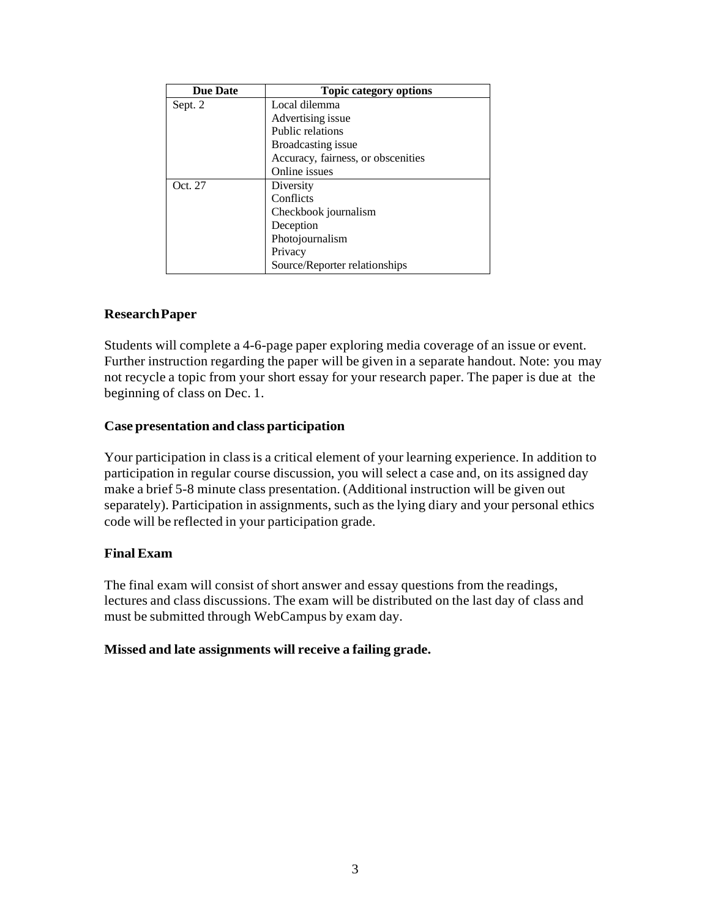| Due Date | Topic category options |
|---|---|
| Sept. 2 | Local dilemma<br>Advertising issue<br>Public relations<br>Broadcasting issue<br>Accuracy, fairness, or obscenities<br>Online issues |
| Oct. 27 | Diversity<br>Conflicts<br>Checkbook journalism<br>Deception<br>Photojournalism<br>Privacy<br>Source/Reporter relationships |

### Research Paper

Students will complete a 4-6-page paper exploring media coverage of an issue or event. Further instruction regarding the paper will be given in a separate handout. Note: you may not recycle a topic from your short essay for your research paper. The paper is due at the beginning of class on Dec. 1.

### Case presentation and class participation

Your participation in class is a critical element of your learning experience. In addition to participation in regular course discussion, you will select a case and, on its assigned day make a brief 5-8 minute class presentation. (Additional instruction will be given out separately). Participation in assignments, such as the lying diary and your personal ethics code will be reflected in your participation grade.

### Final Exam

The final exam will consist of short answer and essay questions from the readings, lectures and class discussions. The exam will be distributed on the last day of class and must be submitted through WebCampus by exam day.

**Missed and late assignments will receive a failing grade.**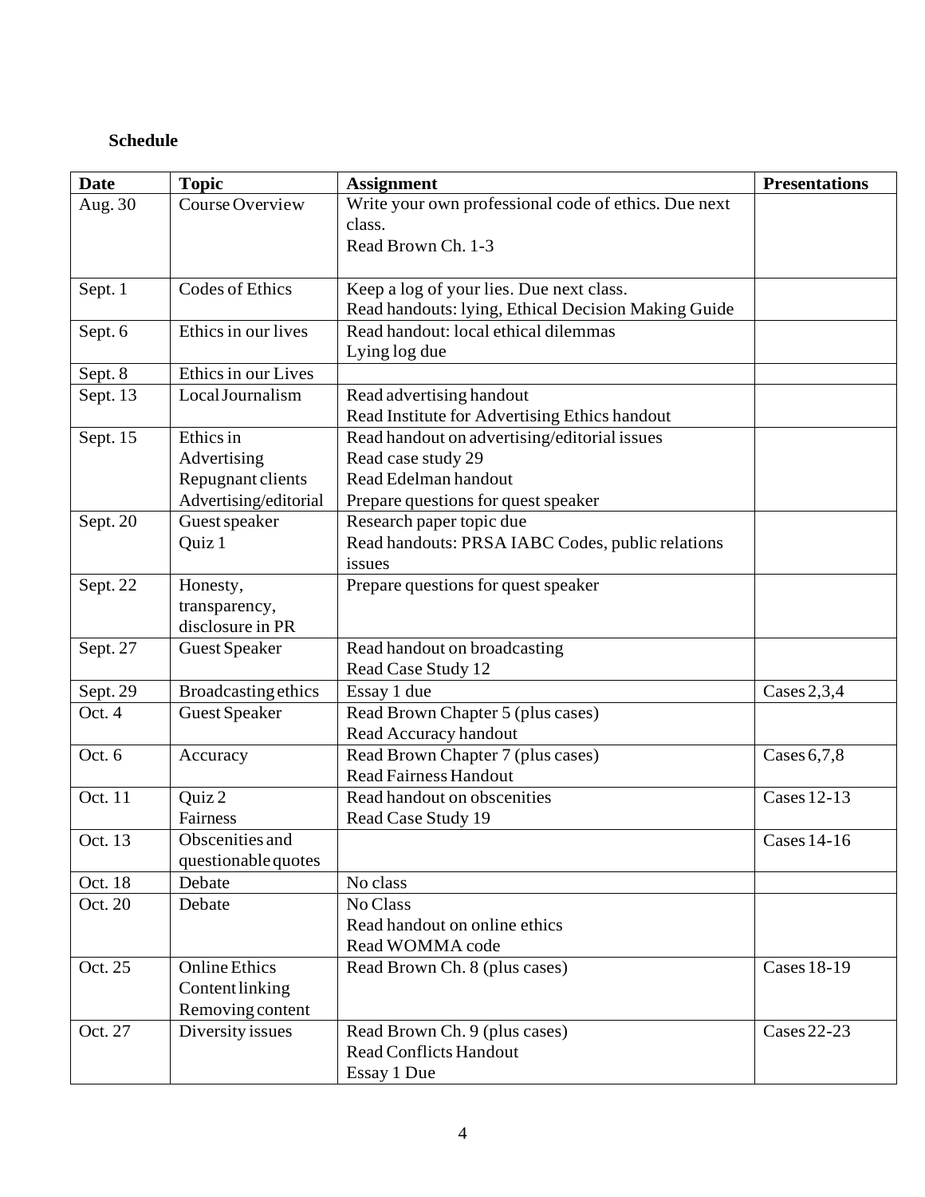**Schedule**

| Date | Topic | Assignment | Presentations |
|---|---|---|---|
| Aug. 30 | Course Overview | Write your own professional code of ethics. Due next class.<br>Read Brown Ch. 1-3 | |
| Sept. 1 | Codes of Ethics | Keep a log of your lies. Due next class.<br>Read handouts: lying, Ethical Decision Making Guide | |
| Sept. 6 | Ethics in our lives | Read handout: local ethical dilemmas<br>Lying log due | |
| Sept. 8 | Ethics in our Lives | | |
| Sept. 13 | Local Journalism | Read advertising handout<br>Read Institute for Advertising Ethics handout | |
| Sept. 15 | Ethics in Advertising<br>Repugnant clients<br>Advertising/editorial | Read handout on advertising/editorial issues<br>Read case study 29<br>Read Edelman handout<br>Prepare questions for quest speaker | |
| Sept. 20 | Guest speaker<br>Quiz 1 | Research paper topic due<br>Read handouts: PRSA IABC Codes, public relations issues | |
| Sept. 22 | Honesty, transparency, disclosure in PR | Prepare questions for quest speaker | |
| Sept. 27 | Guest Speaker | Read handout on broadcasting<br>Read Case Study 12 | |
| Sept. 29 | Broadcasting ethics | Essay 1 due | Cases 2,3,4 |
| Oct. 4 | Guest Speaker | Read Brown Chapter 5 (plus cases)<br>Read Accuracy handout | |
| Oct. 6 | Accuracy | Read Brown Chapter 7 (plus cases)<br>Read Fairness Handout | Cases 6,7,8 |
| Oct. 11 | Quiz 2<br>Fairness | Read handout on obscenities<br>Read Case Study 19 | Cases 12-13 |
| Oct. 13 | Obscenities and questionable quotes | | Cases 14-16 |
| Oct. 18 | Debate | No class | |
| Oct. 20 | Debate | No Class<br>Read handout on online ethics<br>Read WOMMA code | |
| Oct. 25 | Online Ethics<br>Content linking<br>Removing content | Read Brown Ch. 8 (plus cases) | Cases 18-19 |
| Oct. 27 | Diversity issues | Read Brown Ch. 9 (plus cases)<br>Read Conflicts Handout<br>Essay 1 Due | Cases 22-23 |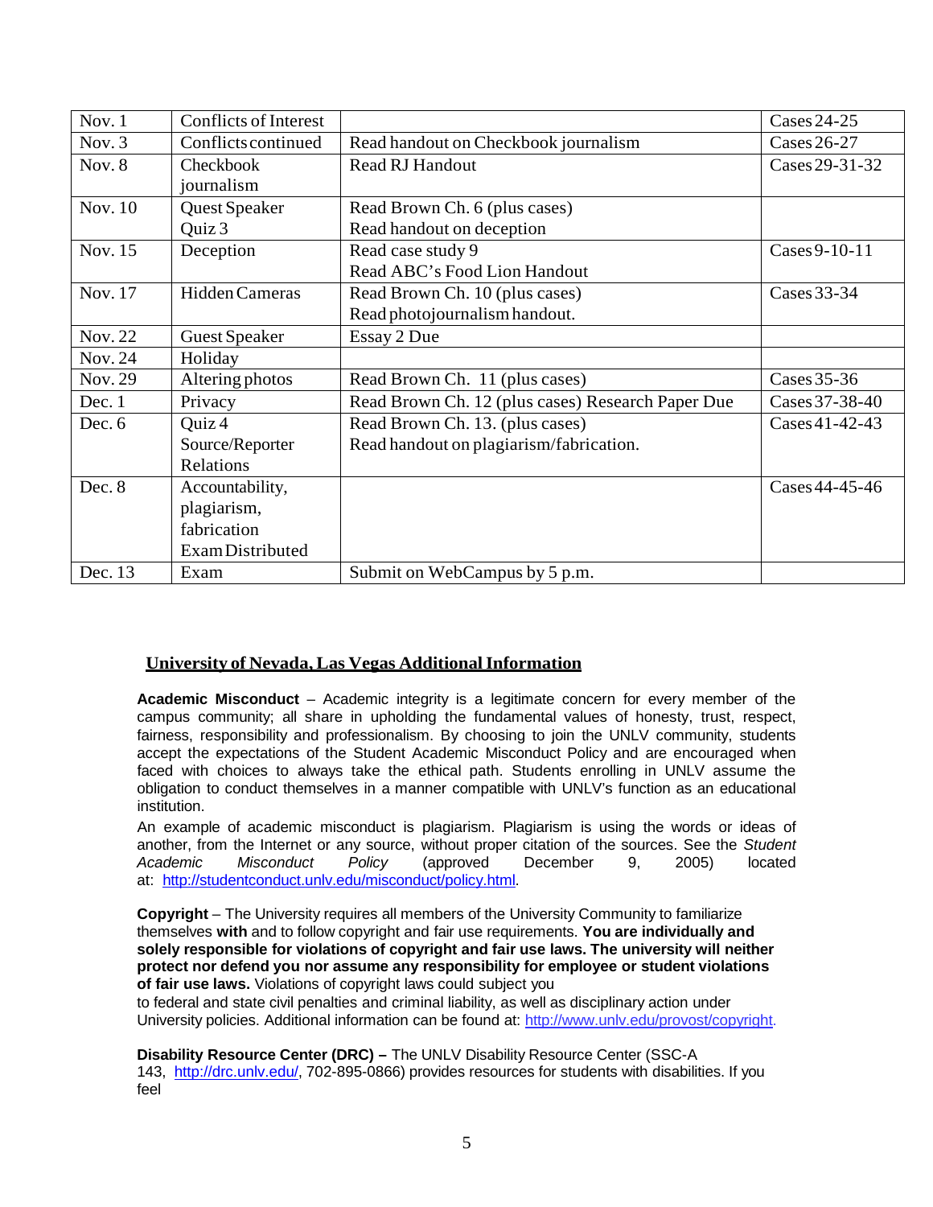| Nov. 1 | Conflicts of Interest | | Cases 24-25 |
|---|---|---|---|
| Nov. 3 | Conflicts continued | Read handout on Checkbook journalism | Cases 26-27 |
| Nov. 8 | Checkbook journalism | Read RJ Handout | Cases 29-31-32 |
| Nov. 10 | Quest Speaker<br>Quiz 3 | Read Brown Ch. 6 (plus cases)<br>Read handout on deception | |
| Nov. 15 | Deception | Read case study 9<br>Read ABC's Food Lion Handout | Cases 9-10-11 |
| Nov. 17 | Hidden Cameras | Read Brown Ch. 10 (plus cases)<br>Read photojournalism handout. | Cases 33-34 |
| Nov. 22 | Guest Speaker | Essay 2 Due | |
| Nov. 24 | Holiday | | |
| Nov. 29 | Altering photos | Read Brown Ch. 11 (plus cases) | Cases 35-36 |
| Dec. 1 | Privacy | Read Brown Ch. 12 (plus cases) Research Paper Due | Cases 37-38-40 |
| Dec. 6 | Quiz 4<br>Source/Reporter Relations | Read Brown Ch. 13. (plus cases)<br>Read handout on plagiarism/fabrication. | Cases 41-42-43 |
| Dec. 8 | Accountability, plagiarism, fabrication<br>Exam Distributed | | Cases 44-45-46 |
| Dec. 13 | Exam | Submit on WebCampus by 5 p.m. | |

## University of Nevada, Las Vegas Additional Information

**Academic Misconduct** – Academic integrity is a legitimate concern for every member of the campus community; all share in upholding the fundamental values of honesty, trust, respect, fairness, responsibility and professionalism. By choosing to join the UNLV community, students accept the expectations of the Student Academic Misconduct Policy and are encouraged when faced with choices to always take the ethical path. Students enrolling in UNLV assume the obligation to conduct themselves in a manner compatible with UNLV's function as an educational institution.

An example of academic misconduct is plagiarism. Plagiarism is using the words or ideas of another, from the Internet or any source, without proper citation of the sources. See the *Student Academic Misconduct Policy* (approved December 9, 2005) located at: http://studentconduct.unlv.edu/misconduct/policy.html.

**Copyright** – The University requires all members of the University Community to familiarize themselves **with** and to follow copyright and fair use requirements. **You are individually and solely responsible for violations of copyright and fair use laws. The university will neither protect nor defend you nor assume any responsibility for employee or student violations of fair use laws.** Violations of copyright laws could subject you to federal and state civil penalties and criminal liability, as well as disciplinary action under University policies. Additional information can be found at: http://www.unlv.edu/provost/copyright.

**Disability Resource Center (DRC) –** The UNLV Disability Resource Center (SSC-A 143, http://drc.unlv.edu/, 702-895-0866) provides resources for students with disabilities. If you feel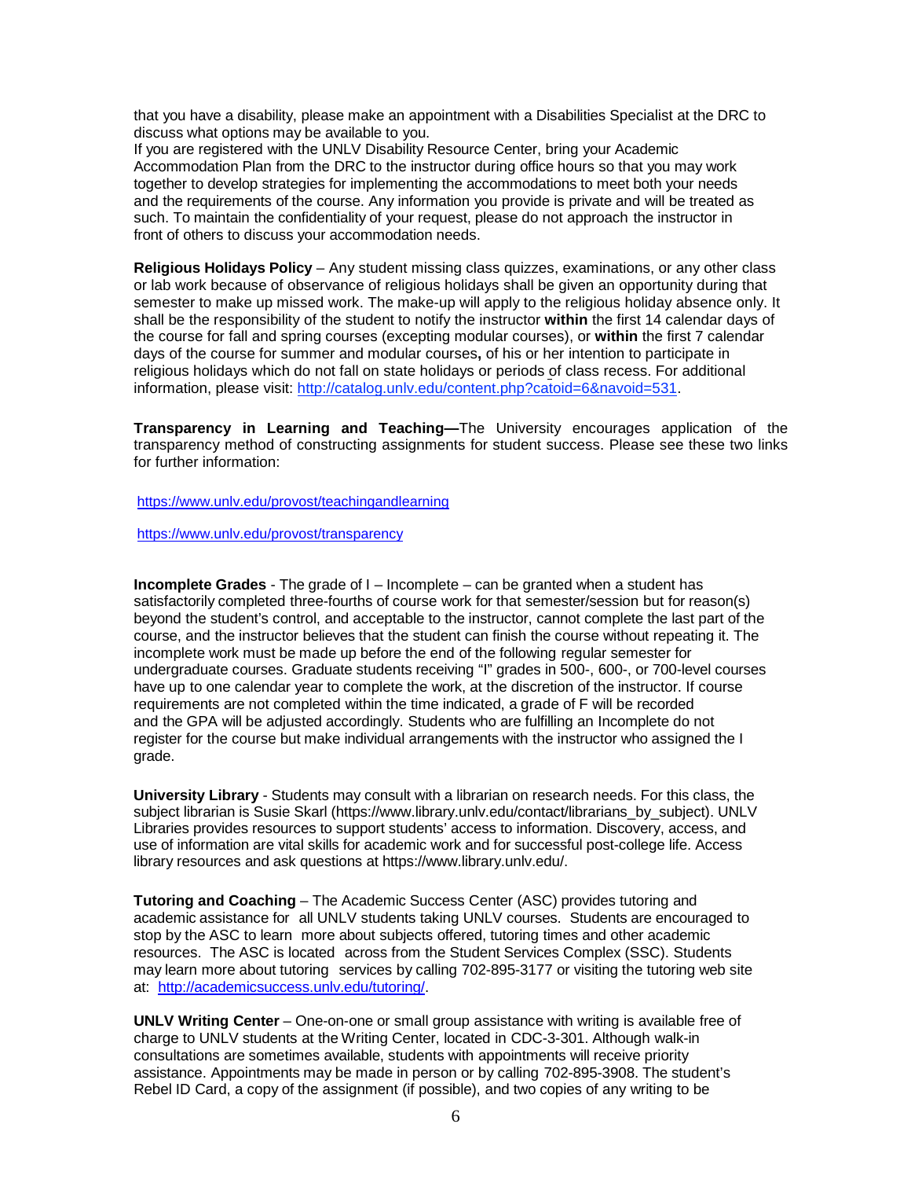that you have a disability, please make an appointment with a Disabilities Specialist at the DRC to discuss what options may be available to you.
If you are registered with the UNLV Disability Resource Center, bring your Academic Accommodation Plan from the DRC to the instructor during office hours so that you may work together to develop strategies for implementing the accommodations to meet both your needs and the requirements of the course. Any information you provide is private and will be treated as such. To maintain the confidentiality of your request, please do not approach the instructor in front of others to discuss your accommodation needs.

**Religious Holidays Policy** – Any student missing class quizzes, examinations, or any other class or lab work because of observance of religious holidays shall be given an opportunity during that semester to make up missed work. The make-up will apply to the religious holiday absence only. It shall be the responsibility of the student to notify the instructor **within** the first 14 calendar days of the course for fall and spring courses (excepting modular courses), or **within** the first 7 calendar days of the course for summer and modular courses**,** of his or her intention to participate in religious holidays which do not fall on state holidays or periods of class recess. For additional information, please visit: http://catalog.unlv.edu/content.php?catoid=6&navoid=531.

**Transparency in Learning and Teaching—**The University encourages application of the transparency method of constructing assignments for student success. Please see these two links for further information:

https://www.unlv.edu/provost/teachingandlearning

https://www.unlv.edu/provost/transparency

**Incomplete Grades** - The grade of I – Incomplete – can be granted when a student has satisfactorily completed three-fourths of course work for that semester/session but for reason(s) beyond the student's control, and acceptable to the instructor, cannot complete the last part of the course, and the instructor believes that the student can finish the course without repeating it. The incomplete work must be made up before the end of the following regular semester for undergraduate courses. Graduate students receiving "I" grades in 500-, 600-, or 700-level courses have up to one calendar year to complete the work, at the discretion of the instructor. If course requirements are not completed within the time indicated, a grade of F will be recorded and the GPA will be adjusted accordingly. Students who are fulfilling an Incomplete do not register for the course but make individual arrangements with the instructor who assigned the I grade.

**University Library** - Students may consult with a librarian on research needs. For this class, the subject librarian is Susie Skarl (https://www.library.unlv.edu/contact/librarians_by_subject). UNLV Libraries provides resources to support students' access to information. Discovery, access, and use of information are vital skills for academic work and for successful post-college life. Access library resources and ask questions at https://www.library.unlv.edu/.

**Tutoring and Coaching** – The Academic Success Center (ASC) provides tutoring and academic assistance for all UNLV students taking UNLV courses. Students are encouraged to stop by the ASC to learn more about subjects offered, tutoring times and other academic resources. The ASC is located across from the Student Services Complex (SSC). Students may learn more about tutoring services by calling 702-895-3177 or visiting the tutoring web site at: http://academicsuccess.unlv.edu/tutoring/.

**UNLV Writing Center** – One-on-one or small group assistance with writing is available free of charge to UNLV students at the Writing Center, located in CDC-3-301. Although walk-in consultations are sometimes available, students with appointments will receive priority assistance. Appointments may be made in person or by calling 702-895-3908. The student's Rebel ID Card, a copy of the assignment (if possible), and two copies of any writing to be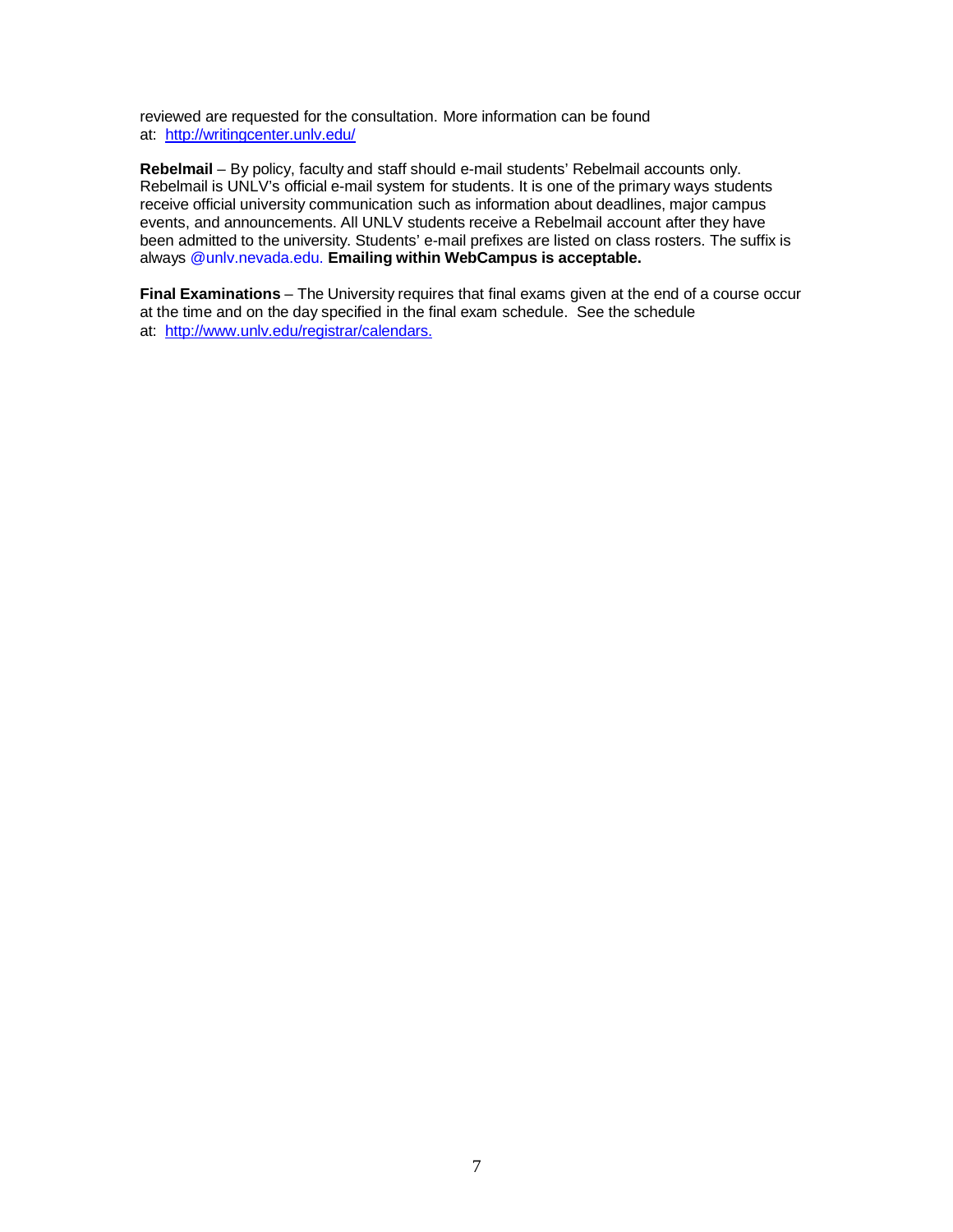reviewed are requested for the consultation. More information can be found at: http://writingcenter.unlv.edu/

**Rebelmail** – By policy, faculty and staff should e-mail students' Rebelmail accounts only. Rebelmail is UNLV's official e-mail system for students. It is one of the primary ways students receive official university communication such as information about deadlines, major campus events, and announcements. All UNLV students receive a Rebelmail account after they have been admitted to the university. Students' e-mail prefixes are listed on class rosters. The suffix is always @unlv.nevada.edu. **Emailing within WebCampus is acceptable.**

**Final Examinations** – The University requires that final exams given at the end of a course occur at the time and on the day specified in the final exam schedule. See the schedule at: http://www.unlv.edu/registrar/calendars.